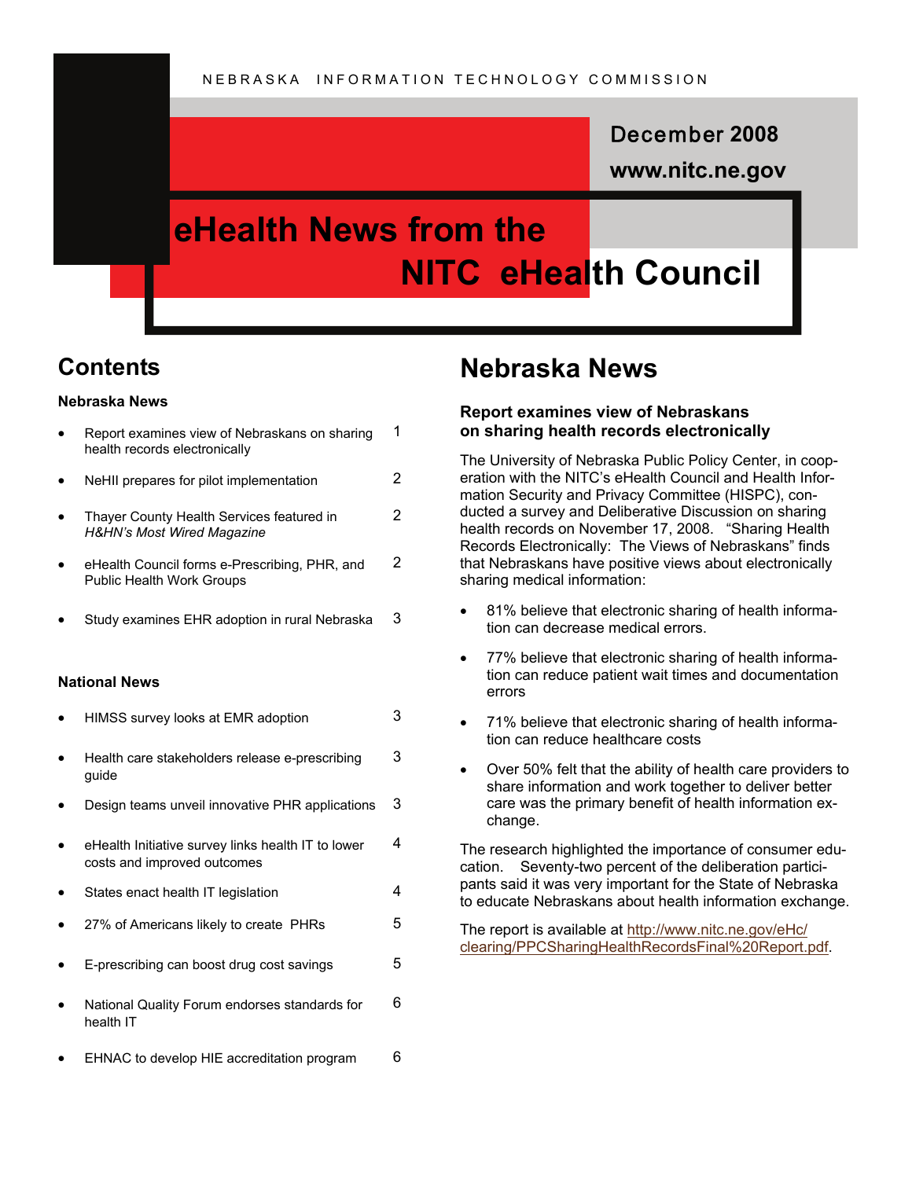NEBRASKA INFORMATION TECHNOLOGY COMMISSION

December 2008

www.nitc.ne.gov

# eHealth News from the NITC eHealth Council

## Contents

**Nebraska News**

- Report examines view of Nebraskans on sharing health records electronically — 1
- NeHII prepares for pilot implementation — 2
- Thayer County Health Services featured in *H&HN's Most Wired Magazine* — 2
- eHealth Council forms e-Prescribing, PHR, and Public Health Work Groups — 2
- Study examines EHR adoption in rural Nebraska — 3

**National News**

- HIMSS survey looks at EMR adoption — 3
- Health care stakeholders release e-prescribing guide — 3
- Design teams unveil innovative PHR applications — 3
- eHealth Initiative survey links health IT to lower costs and improved outcomes — 4
- States enact health IT legislation — 4
- 27% of Americans likely to create PHRs — 5
- E-prescribing can boost drug cost savings — 5
- National Quality Forum endorses standards for health IT — 6
- EHNAC to develop HIE accreditation program — 6

## Nebraska News

### Report examines view of Nebraskans on sharing health records electronically

The University of Nebraska Public Policy Center, in cooperation with the NITC's eHealth Council and Health Information Security and Privacy Committee (HISPC), conducted a survey and Deliberative Discussion on sharing health records on November 17, 2008. "Sharing Health Records Electronically: The Views of Nebraskans" finds that Nebraskans have positive views about electronically sharing medical information:

- 81% believe that electronic sharing of health information can decrease medical errors.
- 77% believe that electronic sharing of health information can reduce patient wait times and documentation errors
- 71% believe that electronic sharing of health information can reduce healthcare costs
- Over 50% felt that the ability of health care providers to share information and work together to deliver better care was the primary benefit of health information exchange.

The research highlighted the importance of consumer education. Seventy-two percent of the deliberation participants said it was very important for the State of Nebraska to educate Nebraskans about health information exchange.

The report is available at http://www.nitc.ne.gov/eHc/clearing/PPCSharingHealthRecordsFinal%20Report.pdf.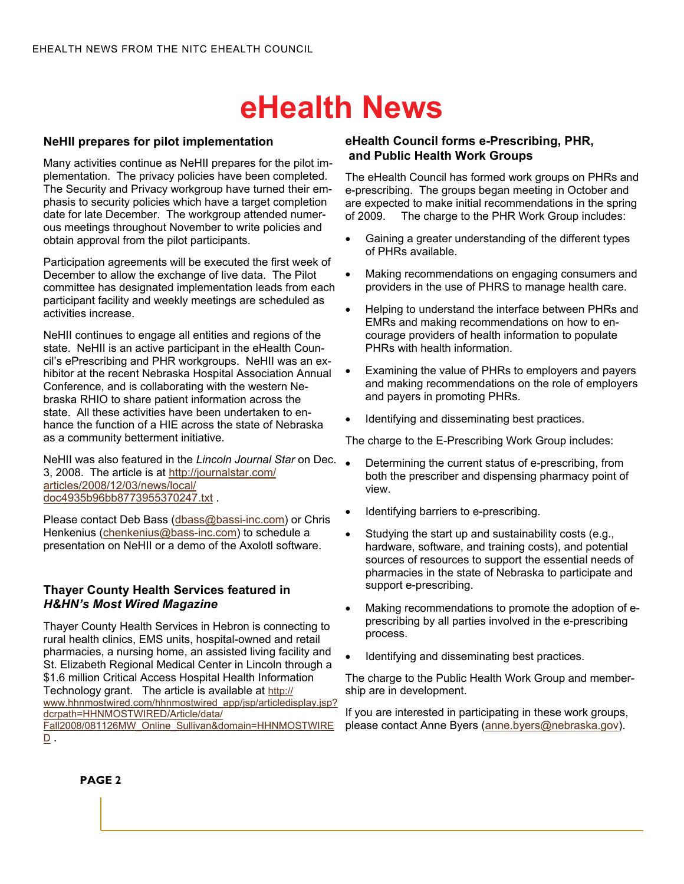# eHealth News

## NeHII prepares for pilot implementation

Many activities continue as NeHII prepares for the pilot implementation. The privacy policies have been completed. The Security and Privacy workgroup have turned their emphasis to security policies which have a target completion date for late December. The workgroup attended numerous meetings throughout November to write policies and obtain approval from the pilot participants.

Participation agreements will be executed the first week of December to allow the exchange of live data. The Pilot committee has designated implementation leads from each participant facility and weekly meetings are scheduled as activities increase.

NeHII continues to engage all entities and regions of the state. NeHII is an active participant in the eHealth Council's ePrescribing and PHR workgroups. NeHII was an exhibitor at the recent Nebraska Hospital Association Annual Conference, and is collaborating with the western Nebraska RHIO to share patient information across the state. All these activities have been undertaken to enhance the function of a HIE across the state of Nebraska as a community betterment initiative.

NeHII was also featured in the *Lincoln Journal Star* on Dec. 3, 2008. The article is at http://journalstar.com/articles/2008/12/03/news/local/doc4935b96bb8773955370247.txt .

Please contact Deb Bass (dbass@bassi-inc.com) or Chris Henkenius (chenkenius@bass-inc.com) to schedule a presentation on NeHII or a demo of the Axolotl software.

## Thayer County Health Services featured in *H&HN's Most Wired Magazine*

Thayer County Health Services in Hebron is connecting to rural health clinics, EMS units, hospital-owned and retail pharmacies, a nursing home, an assisted living facility and St. Elizabeth Regional Medical Center in Lincoln through a $1.6 million Critical Access Hospital Health Information Technology grant. The article is available at http://www.hhnmostwired.com/hhnmostwired_app/jsp/articledisplay.jsp?dcrpath=HHNMOSTWIRED/Article/data/Fall2008/081126MW_Online_Sullivan&domain=HHNMOSTWIRED .

## eHealth Council forms e-Prescribing, PHR, and Public Health Work Groups

The eHealth Council has formed work groups on PHRs and e-prescribing. The groups began meeting in October and are expected to make initial recommendations in the spring of 2009. The charge to the PHR Work Group includes:

- Gaining a greater understanding of the different types of PHRs available.
- Making recommendations on engaging consumers and providers in the use of PHRS to manage health care.
- Helping to understand the interface between PHRs and EMRs and making recommendations on how to encourage providers of health information to populate PHRs with health information.
- Examining the value of PHRs to employers and payers and making recommendations on the role of employers and payers in promoting PHRs.
- Identifying and disseminating best practices.

The charge to the E-Prescribing Work Group includes:

- Determining the current status of e-prescribing, from both the prescriber and dispensing pharmacy point of view.
- Identifying barriers to e-prescribing.
- Studying the start up and sustainability costs (e.g., hardware, software, and training costs), and potential sources of resources to support the essential needs of pharmacies in the state of Nebraska to participate and support e-prescribing.
- Making recommendations to promote the adoption of e-prescribing by all parties involved in the e-prescribing process.
- Identifying and disseminating best practices.

The charge to the Public Health Work Group and membership are in development.

If you are interested in participating in these work groups, please contact Anne Byers (anne.byers@nebraska.gov).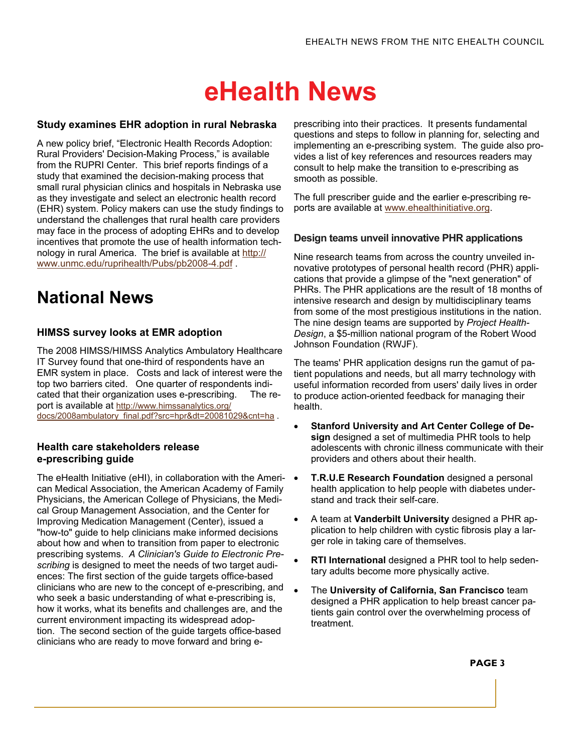# eHealth News

### Study examines EHR adoption in rural Nebraska

A new policy brief, "Electronic Health Records Adoption: Rural Providers' Decision-Making Process," is available from the RUPRI Center. This brief reports findings of a study that examined the decision-making process that small rural physician clinics and hospitals in Nebraska use as they investigate and select an electronic health record (EHR) system. Policy makers can use the study findings to understand the challenges that rural health care providers may face in the process of adopting EHRs and to develop incentives that promote the use of health information technology in rural America. The brief is available at http://www.unmc.edu/ruprihealth/Pubs/pb2008-4.pdf .

## National News

### HIMSS survey looks at EMR adoption

The 2008 HIMSS/HIMSS Analytics Ambulatory Healthcare IT Survey found that one-third of respondents have an EMR system in place. Costs and lack of interest were the top two barriers cited. One quarter of respondents indicated that their organization uses e-prescribing. The report is available at http://www.himssanalytics.org/docs/2008ambulatory_final.pdf?src=hpr&dt=20081029&cnt=ha .

### Health care stakeholders release e-prescribing guide

The eHealth Initiative (eHI), in collaboration with the American Medical Association, the American Academy of Family Physicians, the American College of Physicians, the Medical Group Management Association, and the Center for Improving Medication Management (Center), issued a "how-to" guide to help clinicians make informed decisions about how and when to transition from paper to electronic prescribing systems. *A Clinician's Guide to Electronic Prescribing* is designed to meet the needs of two target audiences: The first section of the guide targets office-based clinicians who are new to the concept of e-prescribing, and who seek a basic understanding of what e-prescribing is, how it works, what its benefits and challenges are, and the current environment impacting its widespread adoption. The second section of the guide targets office-based clinicians who are ready to move forward and bring e-prescribing into their practices. It presents fundamental questions and steps to follow in planning for, selecting and implementing an e-prescribing system. The guide also provides a list of key references and resources readers may consult to help make the transition to e-prescribing as smooth as possible.

The full prescriber guide and the earlier e-prescribing reports are available at www.ehealthinitiative.org.

### Design teams unveil innovative PHR applications

Nine research teams from across the country unveiled innovative prototypes of personal health record (PHR) applications that provide a glimpse of the "next generation" of PHRs. The PHR applications are the result of 18 months of intensive research and design by multidisciplinary teams from some of the most prestigious institutions in the nation. The nine design teams are supported by *Project HealthDesign*, a $5-million national program of the Robert Wood Johnson Foundation (RWJF).

The teams' PHR application designs run the gamut of patient populations and needs, but all marry technology with useful information recorded from users' daily lives in order to produce action-oriented feedback for managing their health.

- **Stanford University and Art Center College of Design** designed a set of multimedia PHR tools to help adolescents with chronic illness communicate with their providers and others about their health.
- **T.R.U.E Research Foundation** designed a personal health application to help people with diabetes understand and track their self-care.
- A team at **Vanderbilt University** designed a PHR application to help children with cystic fibrosis play a larger role in taking care of themselves.
- **RTI International** designed a PHR tool to help sedentary adults become more physically active.
- The **University of California, San Francisco** team designed a PHR application to help breast cancer patients gain control over the overwhelming process of treatment.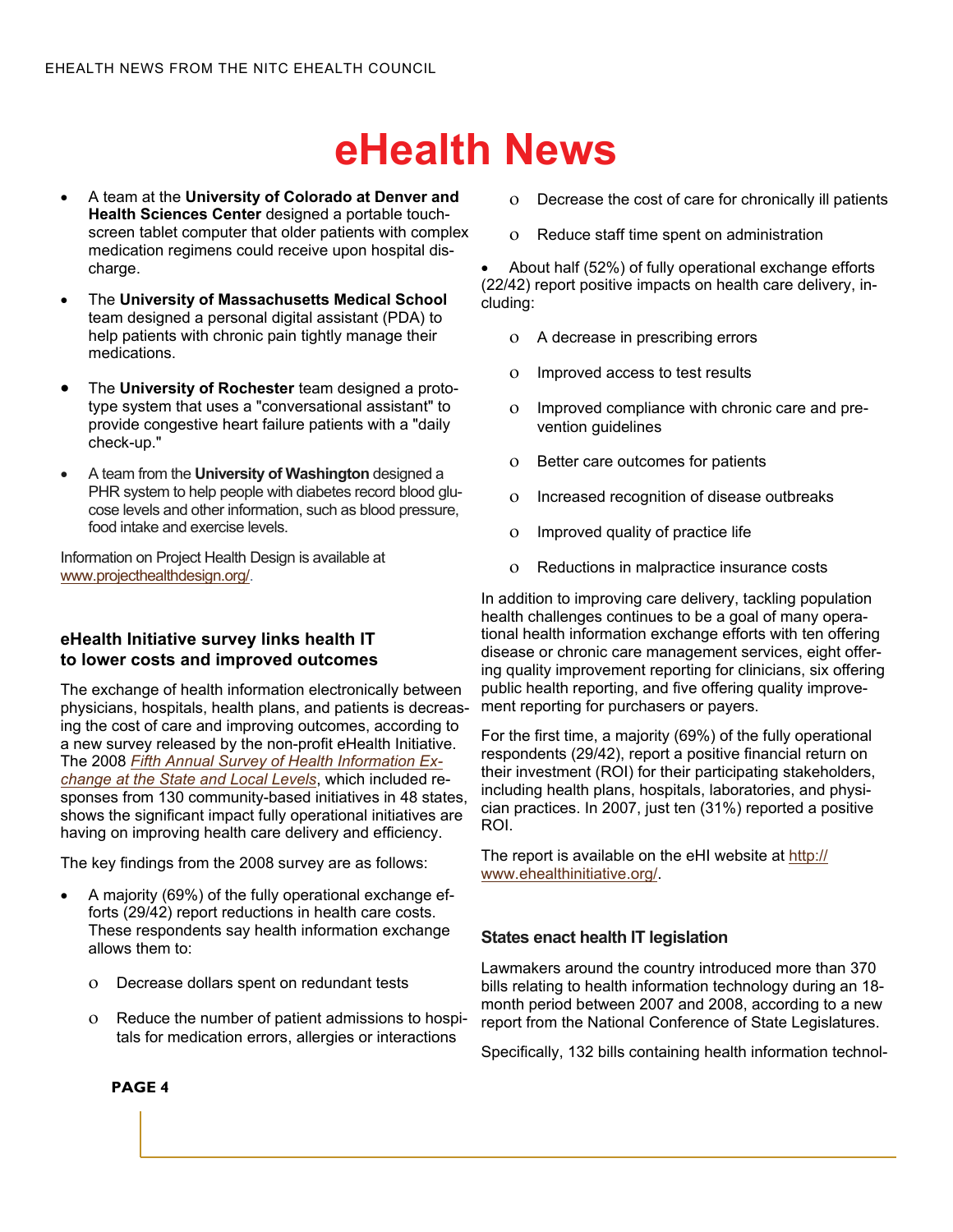# eHealth News

- A team at the **University of Colorado at Denver and Health Sciences Center** designed a portable touch-screen tablet computer that older patients with complex medication regimens could receive upon hospital discharge.
- The **University of Massachusetts Medical School** team designed a personal digital assistant (PDA) to help patients with chronic pain tightly manage their medications.
- The **University of Rochester** team designed a prototype system that uses a "conversational assistant" to provide congestive heart failure patients with a "daily check-up."
- A team from the **University of Washington** designed a PHR system to help people with diabetes record blood glucose levels and other information, such as blood pressure, food intake and exercise levels.

Information on Project Health Design is available at www.projecthealthdesign.org/.

### eHealth Initiative survey links health IT to lower costs and improved outcomes

The exchange of health information electronically between physicians, hospitals, health plans, and patients is decreasing the cost of care and improving outcomes, according to a new survey released by the non-profit eHealth Initiative. The 2008 *Fifth Annual Survey of Health Information Exchange at the State and Local Levels*, which included responses from 130 community-based initiatives in 48 states, shows the significant impact fully operational initiatives are having on improving health care delivery and efficiency.

The key findings from the 2008 survey are as follows:

- A majority (69%) of the fully operational exchange efforts (29/42) report reductions in health care costs. These respondents say health information exchange allows them to:
    - Decrease dollars spent on redundant tests
    - Reduce the number of patient admissions to hospitals for medication errors, allergies or interactions
    - Decrease the cost of care for chronically ill patients
    - Reduce staff time spent on administration
- About half (52%) of fully operational exchange efforts (22/42) report positive impacts on health care delivery, including:
    - A decrease in prescribing errors
    - Improved access to test results
    - Improved compliance with chronic care and prevention guidelines
    - Better care outcomes for patients
    - Increased recognition of disease outbreaks
    - Improved quality of practice life
    - Reductions in malpractice insurance costs

In addition to improving care delivery, tackling population health challenges continues to be a goal of many operational health information exchange efforts with ten offering disease or chronic care management services, eight offering quality improvement reporting for clinicians, six offering public health reporting, and five offering quality improvement reporting for purchasers or payers.

For the first time, a majority (69%) of the fully operational respondents (29/42), report a positive financial return on their investment (ROI) for their participating stakeholders, including health plans, hospitals, laboratories, and physician practices. In 2007, just ten (31%) reported a positive ROI.

The report is available on the eHI website at http://www.ehealthinitiative.org/.

### States enact health IT legislation

Lawmakers around the country introduced more than 370 bills relating to health information technology during an 18-month period between 2007 and 2008, according to a new report from the National Conference of State Legislatures.

Specifically, 132 bills containing health information technol-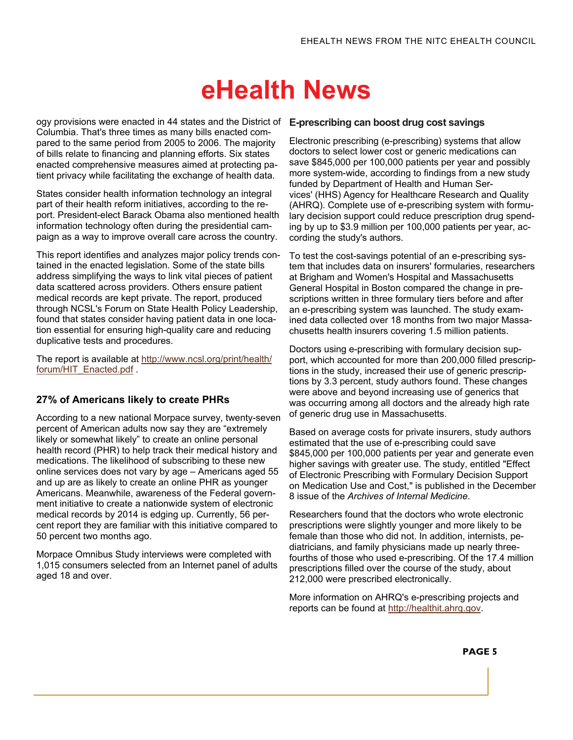# eHealth News

ogy provisions were enacted in 44 states and the District of Columbia. That's three times as many bills enacted compared to the same period from 2005 to 2006. The majority of bills relate to financing and planning efforts. Six states enacted comprehensive measures aimed at protecting patient privacy while facilitating the exchange of health data.

States consider health information technology an integral part of their health reform initiatives, according to the report. President-elect Barack Obama also mentioned health information technology often during the presidential campaign as a way to improve overall care across the country.

This report identifies and analyzes major policy trends contained in the enacted legislation. Some of the state bills address simplifying the ways to link vital pieces of patient data scattered across providers. Others ensure patient medical records are kept private. The report, produced through NCSL's Forum on State Health Policy Leadership, found that states consider having patient data in one location essential for ensuring high-quality care and reducing duplicative tests and procedures.

The report is available at http://www.ncsl.org/print/health/forum/HIT_Enacted.pdf .

### 27% of Americans likely to create PHRs

According to a new national Morpace survey, twenty-seven percent of American adults now say they are "extremely likely or somewhat likely" to create an online personal health record (PHR) to help track their medical history and medications. The likelihood of subscribing to these new online services does not vary by age – Americans aged 55 and up are as likely to create an online PHR as younger Americans. Meanwhile, awareness of the Federal government initiative to create a nationwide system of electronic medical records by 2014 is edging up. Currently, 56 percent report they are familiar with this initiative compared to 50 percent two months ago.

Morpace Omnibus Study interviews were completed with 1,015 consumers selected from an Internet panel of adults aged 18 and over.

### E-prescribing can boost drug cost savings

Electronic prescribing (e-prescribing) systems that allow doctors to select lower cost or generic medications can save $845,000 per 100,000 patients per year and possibly more system-wide, according to findings from a new study funded by Department of Health and Human Services' (HHS) Agency for Healthcare Research and Quality (AHRQ). Complete use of e-prescribing system with formulary decision support could reduce prescription drug spending by up to $3.9 million per 100,000 patients per year, according the study's authors.

To test the cost-savings potential of an e-prescribing system that includes data on insurers' formularies, researchers at Brigham and Women's Hospital and Massachusetts General Hospital in Boston compared the change in prescriptions written in three formulary tiers before and after an e-prescribing system was launched. The study examined data collected over 18 months from two major Massachusetts health insurers covering 1.5 million patients.

Doctors using e-prescribing with formulary decision support, which accounted for more than 200,000 filled prescriptions in the study, increased their use of generic prescriptions by 3.3 percent, study authors found. These changes were above and beyond increasing use of generics that was occurring among all doctors and the already high rate of generic drug use in Massachusetts.

Based on average costs for private insurers, study authors estimated that the use of e-prescribing could save $845,000 per 100,000 patients per year and generate even higher savings with greater use. The study, entitled "Effect of Electronic Prescribing with Formulary Decision Support on Medication Use and Cost," is published in the December 8 issue of the *Archives of Internal Medicine*.

Researchers found that the doctors who wrote electronic prescriptions were slightly younger and more likely to be female than those who did not. In addition, internists, pediatricians, and family physicians made up nearly three-fourths of those who used e-prescribing. Of the 17.4 million prescriptions filled over the course of the study, about 212,000 were prescribed electronically.

More information on AHRQ's e-prescribing projects and reports can be found at http://healthit.ahrq.gov.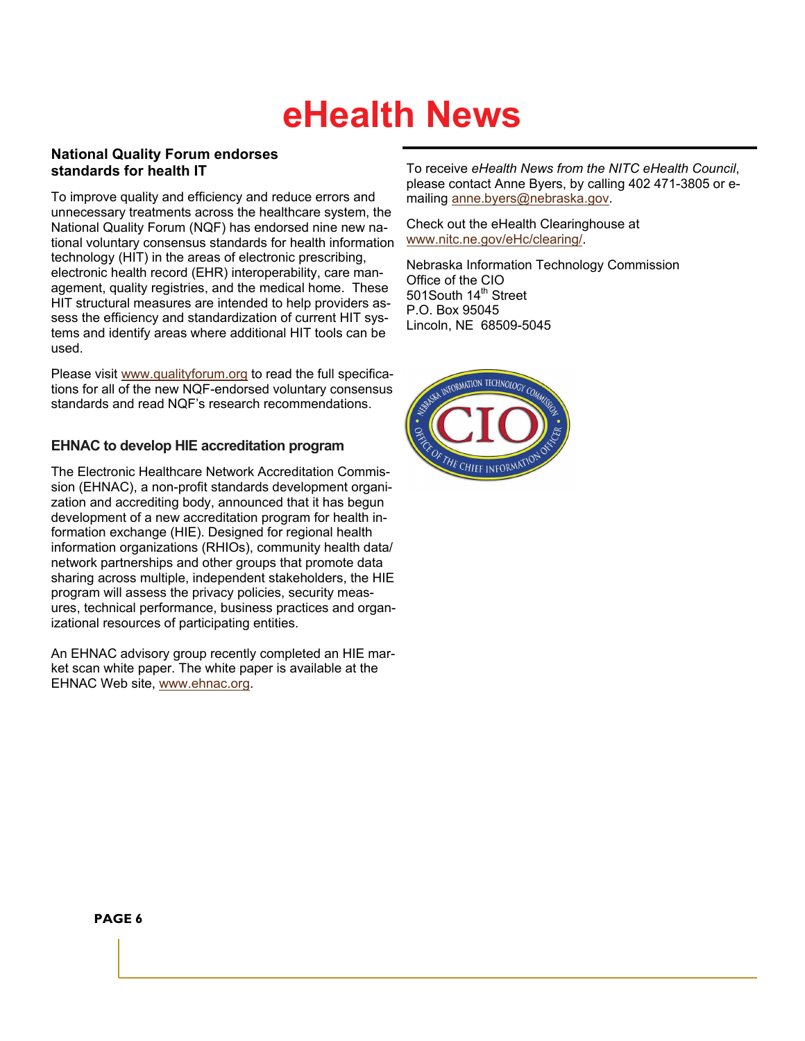# eHealth News

## National Quality Forum endorses standards for health IT

To improve quality and efficiency and reduce errors and unnecessary treatments across the healthcare system, the National Quality Forum (NQF) has endorsed nine new national voluntary consensus standards for health information technology (HIT) in the areas of electronic prescribing, electronic health record (EHR) interoperability, care management, quality registries, and the medical home. These HIT structural measures are intended to help providers assess the efficiency and standardization of current HIT systems and identify areas where additional HIT tools can be used.

Please visit www.qualityforum.org to read the full specifications for all of the new NQF-endorsed voluntary consensus standards and read NQF's research recommendations.

## EHNAC to develop HIE accreditation program

The Electronic Healthcare Network Accreditation Commission (EHNAC), a non-profit standards development organization and accrediting body, announced that it has begun development of a new accreditation program for health information exchange (HIE). Designed for regional health information organizations (RHIOs), community health data/network partnerships and other groups that promote data sharing across multiple, independent stakeholders, the HIE program will assess the privacy policies, security measures, technical performance, business practices and organizational resources of participating entities.

An EHNAC advisory group recently completed an HIE market scan white paper. The white paper is available at the EHNAC Web site, www.ehnac.org.

---

To receive *eHealth News from the NITC eHealth Council*, please contact Anne Byers, by calling 402 471-3805 or e-mailing anne.byers@nebraska.gov.

Check out the eHealth Clearinghouse at www.nitc.ne.gov/eHc/clearing/.

Nebraska Information Technology Commission
Office of the CIO
501South 14th Street
P.O. Box 95045
Lincoln, NE 68509-5045